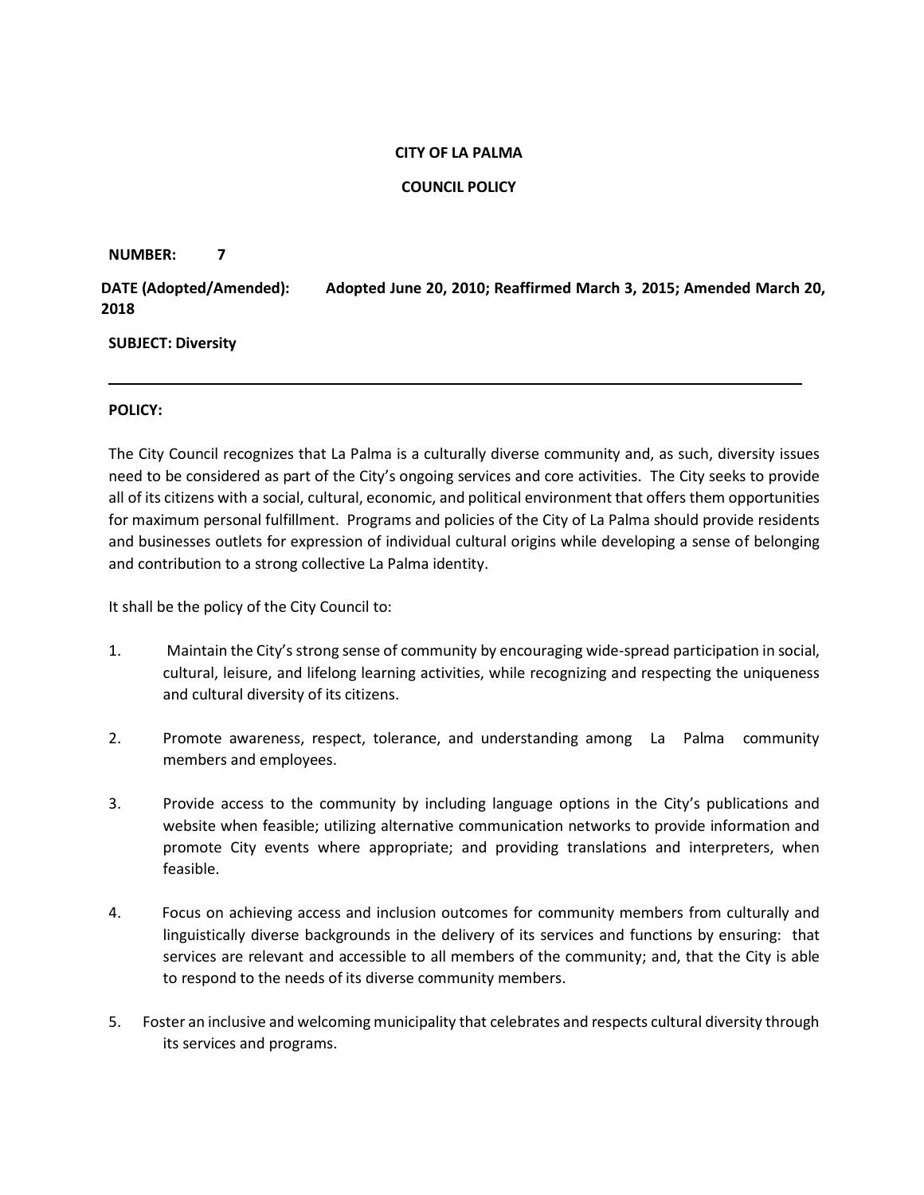**CITY OF LA PALMA**

**COUNCIL POLICY**

**NUMBER:** **7**

**DATE (Adopted/Amended):** **Adopted June 20, 2010; Reaffirmed March 3, 2015; Amended March 20, 2018**

**SUBJECT: Diversity**

---

**POLICY:**

The City Council recognizes that La Palma is a culturally diverse community and, as such, diversity issues need to be considered as part of the City's ongoing services and core activities. The City seeks to provide all of its citizens with a social, cultural, economic, and political environment that offers them opportunities for maximum personal fulfillment. Programs and policies of the City of La Palma should provide residents and businesses outlets for expression of individual cultural origins while developing a sense of belonging and contribution to a strong collective La Palma identity.

It shall be the policy of the City Council to:

1. Maintain the City's strong sense of community by encouraging wide-spread participation in social, cultural, leisure, and lifelong learning activities, while recognizing and respecting the uniqueness and cultural diversity of its citizens.

2. Promote awareness, respect, tolerance, and understanding among La Palma community members and employees.

3. Provide access to the community by including language options in the City's publications and website when feasible; utilizing alternative communication networks to provide information and promote City events where appropriate; and providing translations and interpreters, when feasible.

4. Focus on achieving access and inclusion outcomes for community members from culturally and linguistically diverse backgrounds in the delivery of its services and functions by ensuring: that services are relevant and accessible to all members of the community; and, that the City is able to respond to the needs of its diverse community members.

5. Foster an inclusive and welcoming municipality that celebrates and respects cultural diversity through its services and programs.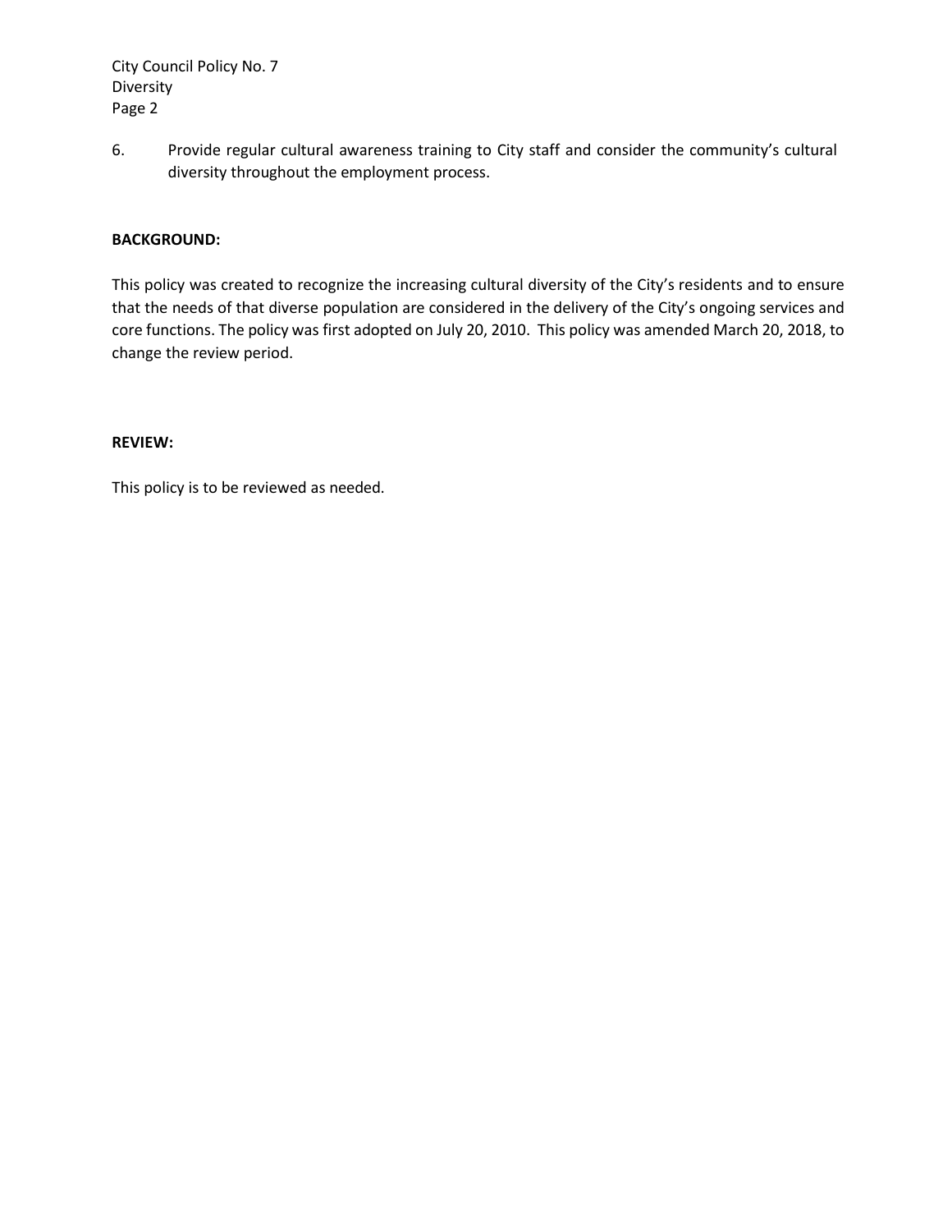6. Provide regular cultural awareness training to City staff and consider the community's cultural diversity throughout the employment process.

**BACKGROUND:**

This policy was created to recognize the increasing cultural diversity of the City's residents and to ensure that the needs of that diverse population are considered in the delivery of the City's ongoing services and core functions. The policy was first adopted on July 20, 2010. This policy was amended March 20, 2018, to change the review period.

**REVIEW:**

This policy is to be reviewed as needed.